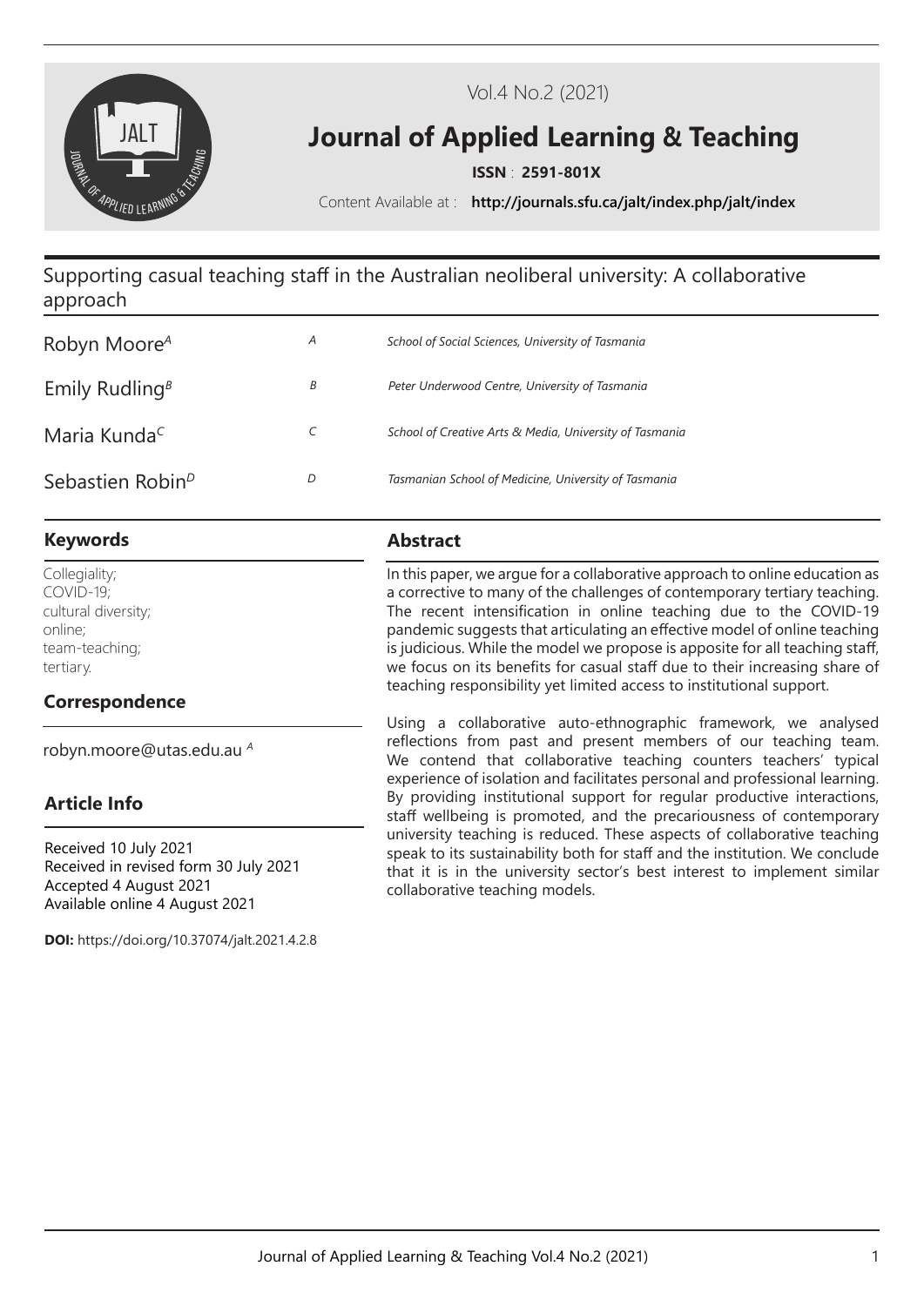# Supporting casual teaching staff in the Australian neoliberal university: A collaborative approach

Robyn Moore[A] — [A] *School of Social Sciences, University of Tasmania*

Emily Rudling[B] — [B] *Peter Underwood Centre, University of Tasmania*

Maria Kunda[C] — [C] *School of Creative Arts & Media, University of Tasmania*

Sebastien Robin[D] — [D] *Tasmanian School of Medicine, University of Tasmania*

## Keywords

Collegiality;
COVID-19;
cultural diversity;
online;
team-teaching;
tertiary.

## Correspondence

robyn.moore@utas.edu.au [A]

## Article Info

Received 10 July 2021
Received in revised form 30 July 2021
Accepted 4 August 2021
Available online 4 August 2021

**DOI:** https://doi.org/10.37074/jalt.2021.4.2.8

## Abstract

In this paper, we argue for a collaborative approach to online education as a corrective to many of the challenges of contemporary tertiary teaching. The recent intensification in online teaching due to the COVID-19 pandemic suggests that articulating an effective model of online teaching is judicious. While the model we propose is apposite for all teaching staff, we focus on its benefits for casual staff due to their increasing share of teaching responsibility yet limited access to institutional support.

Using a collaborative auto-ethnographic framework, we analysed reflections from past and present members of our teaching team. We contend that collaborative teaching counters teachers' typical experience of isolation and facilitates personal and professional learning. By providing institutional support for regular productive interactions, staff wellbeing is promoted, and the precariousness of contemporary university teaching is reduced. These aspects of collaborative teaching speak to its sustainability both for staff and the institution. We conclude that it is in the university sector's best interest to implement similar collaborative teaching models.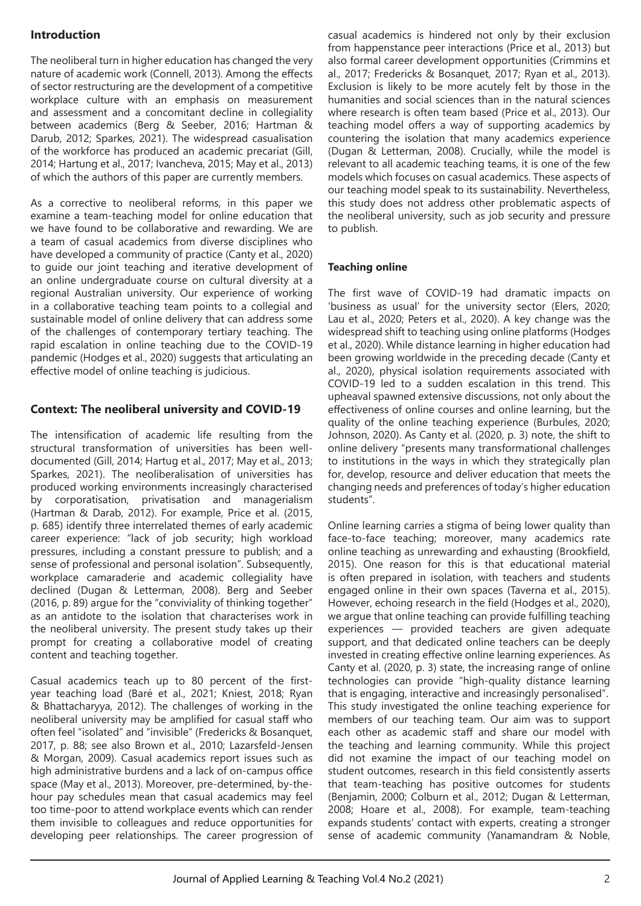## Introduction

The neoliberal turn in higher education has changed the very nature of academic work (Connell, 2013). Among the effects of sector restructuring are the development of a competitive workplace culture with an emphasis on measurement and assessment and a concomitant decline in collegiality between academics (Berg & Seeber, 2016; Hartman & Darub, 2012; Sparkes, 2021). The widespread casualisation of the workforce has produced an academic precariat (Gill, 2014; Hartung et al., 2017; Ivancheva, 2015; May et al., 2013) of which the authors of this paper are currently members.

As a corrective to neoliberal reforms, in this paper we examine a team-teaching model for online education that we have found to be collaborative and rewarding. We are a team of casual academics from diverse disciplines who have developed a community of practice (Canty et al., 2020) to guide our joint teaching and iterative development of an online undergraduate course on cultural diversity at a regional Australian university. Our experience of working in a collaborative teaching team points to a collegial and sustainable model of online delivery that can address some of the challenges of contemporary tertiary teaching. The rapid escalation in online teaching due to the COVID-19 pandemic (Hodges et al., 2020) suggests that articulating an effective model of online teaching is judicious.

## Context: The neoliberal university and COVID-19

The intensification of academic life resulting from the structural transformation of universities has been well-documented (Gill, 2014; Hartug et al., 2017; May et al., 2013; Sparkes, 2021). The neoliberalisation of universities has produced working environments increasingly characterised by corporatisation, privatisation and managerialism (Hartman & Darab, 2012). For example, Price et al. (2015, p. 685) identify three interrelated themes of early academic career experience: "lack of job security; high workload pressures, including a constant pressure to publish; and a sense of professional and personal isolation". Subsequently, workplace camaraderie and academic collegiality have declined (Dugan & Letterman, 2008). Berg and Seeber (2016, p. 89) argue for the "conviviality of thinking together" as an antidote to the isolation that characterises work in the neoliberal university. The present study takes up their prompt for creating a collaborative model of creating content and teaching together.

Casual academics teach up to 80 percent of the first-year teaching load (Baré et al., 2021; Kniest, 2018; Ryan & Bhattacharyya, 2012). The challenges of working in the neoliberal university may be amplified for casual staff who often feel "isolated" and "invisible" (Fredericks & Bosanquet, 2017, p. 88; see also Brown et al., 2010; Lazarsfeld-Jensen & Morgan, 2009). Casual academics report issues such as high administrative burdens and a lack of on-campus office space (May et al., 2013). Moreover, pre-determined, by-the-hour pay schedules mean that casual academics may feel too time-poor to attend workplace events which can render them invisible to colleagues and reduce opportunities for developing peer relationships. The career progression of casual academics is hindered not only by their exclusion from happenstance peer interactions (Price et al., 2013) but also formal career development opportunities (Crimmins et al., 2017; Fredericks & Bosanquet, 2017; Ryan et al., 2013). Exclusion is likely to be more acutely felt by those in the humanities and social sciences than in the natural sciences where research is often team based (Price et al., 2013). Our teaching model offers a way of supporting academics by countering the isolation that many academics experience (Dugan & Letterman, 2008). Crucially, while the model is relevant to all academic teaching teams, it is one of the few models which focuses on casual academics. These aspects of our teaching model speak to its sustainability. Nevertheless, this study does not address other problematic aspects of the neoliberal university, such as job security and pressure to publish.

### Teaching online

The first wave of COVID-19 had dramatic impacts on 'business as usual' for the university sector (Elers, 2020; Lau et al., 2020; Peters et al., 2020). A key change was the widespread shift to teaching using online platforms (Hodges et al., 2020). While distance learning in higher education had been growing worldwide in the preceding decade (Canty et al., 2020), physical isolation requirements associated with COVID-19 led to a sudden escalation in this trend. This upheaval spawned extensive discussions, not only about the effectiveness of online courses and online learning, but the quality of the online teaching experience (Burbules, 2020; Johnson, 2020). As Canty et al. (2020, p. 3) note, the shift to online delivery "presents many transformational challenges to institutions in the ways in which they strategically plan for, develop, resource and deliver education that meets the changing needs and preferences of today's higher education students".

Online learning carries a stigma of being lower quality than face-to-face teaching; moreover, many academics rate online teaching as unrewarding and exhausting (Brookfield, 2015). One reason for this is that educational material is often prepared in isolation, with teachers and students engaged online in their own spaces (Taverna et al., 2015). However, echoing research in the field (Hodges et al., 2020), we argue that online teaching can provide fulfilling teaching experiences — provided teachers are given adequate support, and that dedicated online teachers can be deeply invested in creating effective online learning experiences. As Canty et al. (2020, p. 3) state, the increasing range of online technologies can provide "high-quality distance learning that is engaging, interactive and increasingly personalised". This study investigated the online teaching experience for members of our teaching team. Our aim was to support each other as academic staff and share our model with the teaching and learning community. While this project did not examine the impact of our teaching model on student outcomes, research in this field consistently asserts that team-teaching has positive outcomes for students (Benjamin, 2000; Colburn et al., 2012; Dugan & Letterman, 2008; Hoare et al., 2008). For example, team-teaching expands students' contact with experts, creating a stronger sense of academic community (Yanamandram & Noble,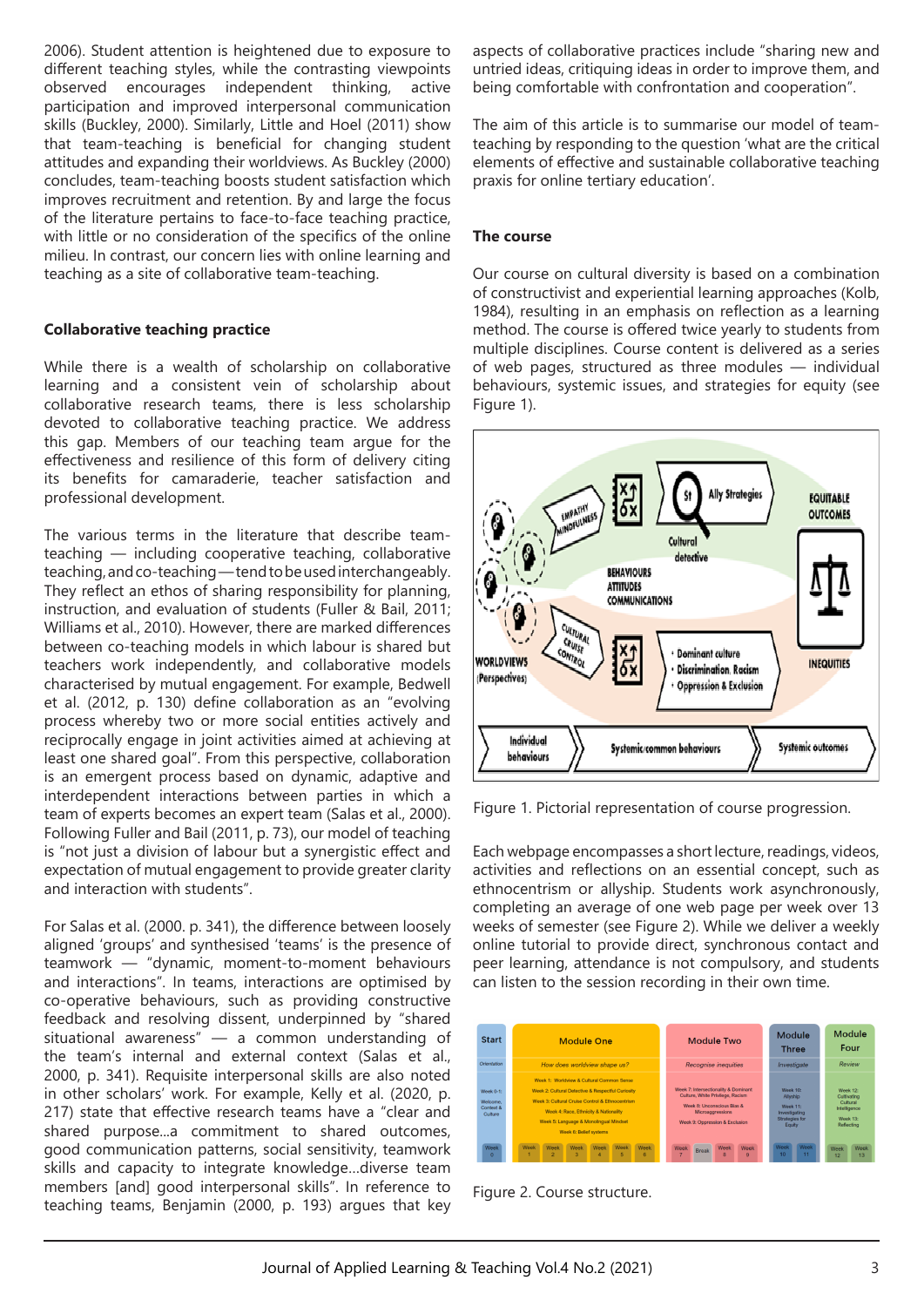2006). Student attention is heightened due to exposure to different teaching styles, while the contrasting viewpoints observed encourages independent thinking, active participation and improved interpersonal communication skills (Buckley, 2000). Similarly, Little and Hoel (2011) show that team-teaching is beneficial for changing student attitudes and expanding their worldviews. As Buckley (2000) concludes, team-teaching boosts student satisfaction which improves recruitment and retention. By and large the focus of the literature pertains to face-to-face teaching practice, with little or no consideration of the specifics of the online milieu. In contrast, our concern lies with online learning and teaching as a site of collaborative team-teaching.

## Collaborative teaching practice

While there is a wealth of scholarship on collaborative learning and a consistent vein of scholarship about collaborative research teams, there is less scholarship devoted to collaborative teaching practice. We address this gap. Members of our teaching team argue for the effectiveness and resilience of this form of delivery citing its benefits for camaraderie, teacher satisfaction and professional development.

The various terms in the literature that describe team-teaching — including cooperative teaching, collaborative teaching, and co-teaching — tend to be used interchangeably. They reflect an ethos of sharing responsibility for planning, instruction, and evaluation of students (Fuller & Bail, 2011; Williams et al., 2010). However, there are marked differences between co-teaching models in which labour is shared but teachers work independently, and collaborative models characterised by mutual engagement. For example, Bedwell et al. (2012, p. 130) define collaboration as an "evolving process whereby two or more social entities actively and reciprocally engage in joint activities aimed at achieving at least one shared goal". From this perspective, collaboration is an emergent process based on dynamic, adaptive and interdependent interactions between parties in which a team of experts becomes an expert team (Salas et al., 2000). Following Fuller and Bail (2011, p. 73), our model of teaching is "not just a division of labour but a synergistic effect and expectation of mutual engagement to provide greater clarity and interaction with students".

For Salas et al. (2000. p. 341), the difference between loosely aligned 'groups' and synthesised 'teams' is the presence of teamwork — "dynamic, moment-to-moment behaviours and interactions". In teams, interactions are optimised by co-operative behaviours, such as providing constructive feedback and resolving dissent, underpinned by "shared situational awareness" — a common understanding of the team's internal and external context (Salas et al., 2000, p. 341). Requisite interpersonal skills are also noted in other scholars' work. For example, Kelly et al. (2020, p. 217) state that effective research teams have a "clear and shared purpose...a commitment to shared outcomes, good communication patterns, social sensitivity, teamwork skills and capacity to integrate knowledge...diverse team members [and] good interpersonal skills". In reference to teaching teams, Benjamin (2000, p. 193) argues that key aspects of collaborative practices include "sharing new and untried ideas, critiquing ideas in order to improve them, and being comfortable with confrontation and cooperation".

The aim of this article is to summarise our model of team-teaching by responding to the question 'what are the critical elements of effective and sustainable collaborative teaching praxis for online tertiary education'.

## The course

Our course on cultural diversity is based on a combination of constructivist and experiential learning approaches (Kolb, 1984), resulting in an emphasis on reflection as a learning method. The course is offered twice yearly to students from multiple disciplines. Course content is delivered as a series of web pages, structured as three modules — individual behaviours, systemic issues, and strategies for equity (see Figure 1).

Figure 1. Pictorial representation of course progression.

Each webpage encompasses a short lecture, readings, videos, activities and reflections on an essential concept, such as ethnocentrism or allyship. Students work asynchronously, completing an average of one web page per week over 13 weeks of semester (see Figure 2). While we deliver a weekly online tutorial to provide direct, synchronous contact and peer learning, attendance is not compulsory, and students can listen to the session recording in their own time.

Figure 2. Course structure.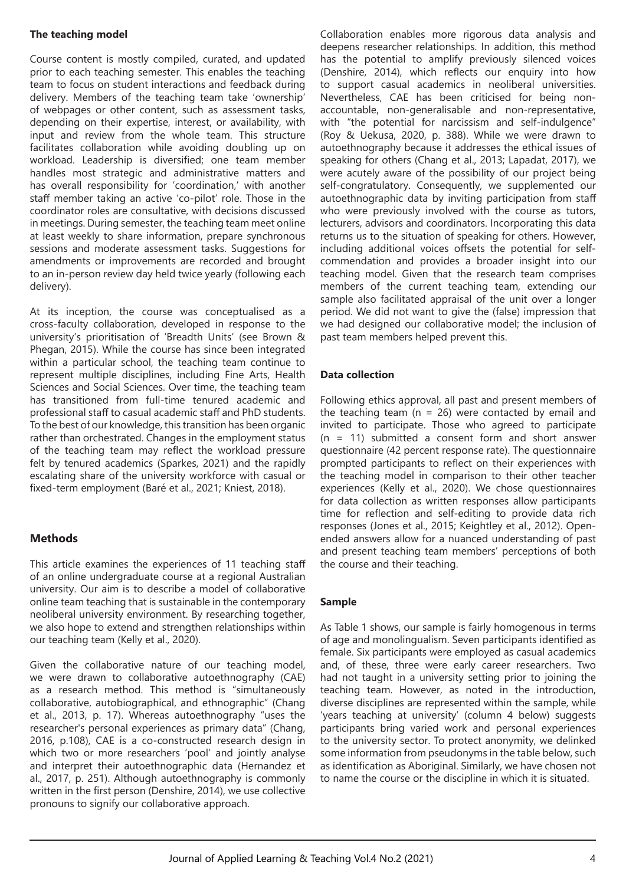**The teaching model**

Course content is mostly compiled, curated, and updated prior to each teaching semester. This enables the teaching team to focus on student interactions and feedback during delivery. Members of the teaching team take 'ownership' of webpages or other content, such as assessment tasks, depending on their expertise, interest, or availability, with input and review from the whole team. This structure facilitates collaboration while avoiding doubling up on workload. Leadership is diversified; one team member handles most strategic and administrative matters and has overall responsibility for 'coordination,' with another staff member taking an active 'co-pilot' role. Those in the coordinator roles are consultative, with decisions discussed in meetings. During semester, the teaching team meet online at least weekly to share information, prepare synchronous sessions and moderate assessment tasks. Suggestions for amendments or improvements are recorded and brought to an in-person review day held twice yearly (following each delivery).

At its inception, the course was conceptualised as a cross-faculty collaboration, developed in response to the university's prioritisation of 'Breadth Units' (see Brown & Phegan, 2015). While the course has since been integrated within a particular school, the teaching team continue to represent multiple disciplines, including Fine Arts, Health Sciences and Social Sciences. Over time, the teaching team has transitioned from full-time tenured academic and professional staff to casual academic staff and PhD students. To the best of our knowledge, this transition has been organic rather than orchestrated. Changes in the employment status of the teaching team may reflect the workload pressure felt by tenured academics (Sparkes, 2021) and the rapidly escalating share of the university workforce with casual or fixed-term employment (Baré et al., 2021; Kniest, 2018).

## Methods

This article examines the experiences of 11 teaching staff of an online undergraduate course at a regional Australian university. Our aim is to describe a model of collaborative online team teaching that is sustainable in the contemporary neoliberal university environment. By researching together, we also hope to extend and strengthen relationships within our teaching team (Kelly et al., 2020).

Given the collaborative nature of our teaching model, we were drawn to collaborative autoethnography (CAE) as a research method. This method is "simultaneously collaborative, autobiographical, and ethnographic" (Chang et al., 2013, p. 17). Whereas autoethnography "uses the researcher's personal experiences as primary data" (Chang, 2016, p.108), CAE is a co-constructed research design in which two or more researchers 'pool' and jointly analyse and interpret their autoethnographic data (Hernandez et al., 2017, p. 251). Although autoethnography is commonly written in the first person (Denshire, 2014), we use collective pronouns to signify our collaborative approach.

Collaboration enables more rigorous data analysis and deepens researcher relationships. In addition, this method has the potential to amplify previously silenced voices (Denshire, 2014), which reflects our enquiry into how to support casual academics in neoliberal universities. Nevertheless, CAE has been criticised for being non-accountable, non-generalisable and non-representative, with "the potential for narcissism and self-indulgence" (Roy & Uekusa, 2020, p. 388). While we were drawn to autoethnography because it addresses the ethical issues of speaking for others (Chang et al., 2013; Lapadat, 2017), we were acutely aware of the possibility of our project being self-congratulatory. Consequently, we supplemented our autoethnographic data by inviting participation from staff who were previously involved with the course as tutors, lecturers, advisors and coordinators. Incorporating this data returns us to the situation of speaking for others. However, including additional voices offsets the potential for self-commendation and provides a broader insight into our teaching model. Given that the research team comprises members of the current teaching team, extending our sample also facilitated appraisal of the unit over a longer period. We did not want to give the (false) impression that we had designed our collaborative model; the inclusion of past team members helped prevent this.

**Data collection**

Following ethics approval, all past and present members of the teaching team ($n = 26$) were contacted by email and invited to participate. Those who agreed to participate ($n = 11$) submitted a consent form and short answer questionnaire (42 percent response rate). The questionnaire prompted participants to reflect on their experiences with the teaching model in comparison to their other teacher experiences (Kelly et al., 2020). We chose questionnaires for data collection as written responses allow participants time for reflection and self-editing to provide data rich responses (Jones et al., 2015; Keightley et al., 2012). Open-ended answers allow for a nuanced understanding of past and present teaching team members' perceptions of both the course and their teaching.

**Sample**

As Table 1 shows, our sample is fairly homogenous in terms of age and monolingualism. Seven participants identified as female. Six participants were employed as casual academics and, of these, three were early career researchers. Two had not taught in a university setting prior to joining the teaching team. However, as noted in the introduction, diverse disciplines are represented within the sample, while 'years teaching at university' (column 4 below) suggests participants bring varied work and personal experiences to the university sector. To protect anonymity, we delinked some information from pseudonyms in the table below, such as identification as Aboriginal. Similarly, we have chosen not to name the course or the discipline in which it is situated.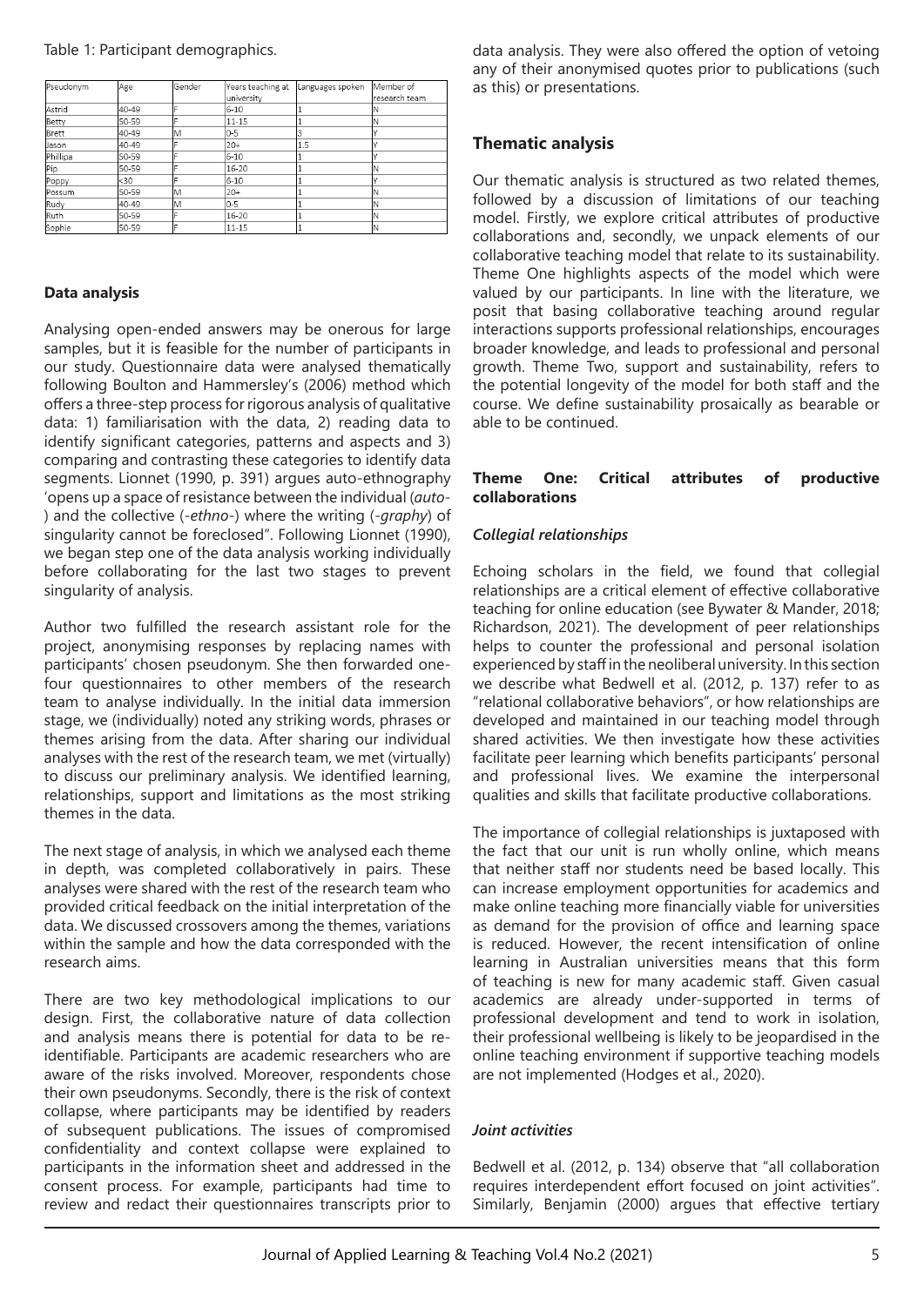Table 1: Participant demographics.

| Pseudonym | Age | Gender | Years teaching at university | Languages spoken | Member of research team |
|---|---|---|---|---|---|
| Astrid | 40-49 | F | 6-10 | 1 | N |
| Betty | 50-59 | F | 11-15 | 1 | N |
| Brett | 40-49 | M | 0-5 | 3 | Y |
| Jason | 40-49 | F | 20+ | 1.5 | Y |
| Phillipa | 50-59 | F | 6-10 | 1 | Y |
| Pip | 50-59 | F | 16-20 | 1 | N |
| Poppy | <30 | F | 6-10 | 1 | Y |
| Possum | 50-59 | M | 20+ | 1 | N |
| Rudy | 40-49 | M | 0-5 | 1 | N |
| Ruth | 50-59 | F | 16-20 | 1 | N |
| Sophie | 50-59 | F | 11-15 | 1 | N |

### Data analysis

Analysing open-ended answers may be onerous for large samples, but it is feasible for the number of participants in our study. Questionnaire data were analysed thematically following Boulton and Hammersley's (2006) method which offers a three-step process for rigorous analysis of qualitative data: 1) familiarisation with the data, 2) reading data to identify significant categories, patterns and aspects and 3) comparing and contrasting these categories to identify data segments. Lionnet (1990, p. 391) argues auto-ethnography 'opens up a space of resistance between the individual (*auto-*) and the collective (*-ethno-*) where the writing (*-graphy*) of singularity cannot be foreclosed". Following Lionnet (1990), we began step one of the data analysis working individually before collaborating for the last two stages to prevent singularity of analysis.

Author two fulfilled the research assistant role for the project, anonymising responses by replacing names with participants' chosen pseudonym. She then forwarded one-four questionnaires to other members of the research team to analyse individually. In the initial data immersion stage, we (individually) noted any striking words, phrases or themes arising from the data. After sharing our individual analyses with the rest of the research team, we met (virtually) to discuss our preliminary analysis. We identified learning, relationships, support and limitations as the most striking themes in the data.

The next stage of analysis, in which we analysed each theme in depth, was completed collaboratively in pairs. These analyses were shared with the rest of the research team who provided critical feedback on the initial interpretation of the data. We discussed crossovers among the themes, variations within the sample and how the data corresponded with the research aims.

There are two key methodological implications to our design. First, the collaborative nature of data collection and analysis means there is potential for data to be re-identifiable. Participants are academic researchers who are aware of the risks involved. Moreover, respondents chose their own pseudonyms. Secondly, there is the risk of context collapse, where participants may be identified by readers of subsequent publications. The issues of compromised confidentiality and context collapse were explained to participants in the information sheet and addressed in the consent process. For example, participants had time to review and redact their questionnaires transcripts prior to data analysis. They were also offered the option of vetoing any of their anonymised quotes prior to publications (such as this) or presentations.

## Thematic analysis

Our thematic analysis is structured as two related themes, followed by a discussion of limitations of our teaching model. Firstly, we explore critical attributes of productive collaborations and, secondly, we unpack elements of our collaborative teaching model that relate to its sustainability. Theme One highlights aspects of the model which were valued by our participants. In line with the literature, we posit that basing collaborative teaching around regular interactions supports professional relationships, encourages broader knowledge, and leads to professional and personal growth. Theme Two, support and sustainability, refers to the potential longevity of the model for both staff and the course. We define sustainability prosaically as bearable or able to be continued.

### Theme One: Critical attributes of productive collaborations

#### *Collegial relationships*

Echoing scholars in the field, we found that collegial relationships are a critical element of effective collaborative teaching for online education (see Bywater & Mander, 2018; Richardson, 2021). The development of peer relationships helps to counter the professional and personal isolation experienced by staff in the neoliberal university. In this section we describe what Bedwell et al. (2012, p. 137) refer to as "relational collaborative behaviors", or how relationships are developed and maintained in our teaching model through shared activities. We then investigate how these activities facilitate peer learning which benefits participants' personal and professional lives. We examine the interpersonal qualities and skills that facilitate productive collaborations.

The importance of collegial relationships is juxtaposed with the fact that our unit is run wholly online, which means that neither staff nor students need be based locally. This can increase employment opportunities for academics and make online teaching more financially viable for universities as demand for the provision of office and learning space is reduced. However, the recent intensification of online learning in Australian universities means that this form of teaching is new for many academic staff. Given casual academics are already under-supported in terms of professional development and tend to work in isolation, their professional wellbeing is likely to be jeopardised in the online teaching environment if supportive teaching models are not implemented (Hodges et al., 2020).

#### *Joint activities*

Bedwell et al. (2012, p. 134) observe that "all collaboration requires interdependent effort focused on joint activities". Similarly, Benjamin (2000) argues that effective tertiary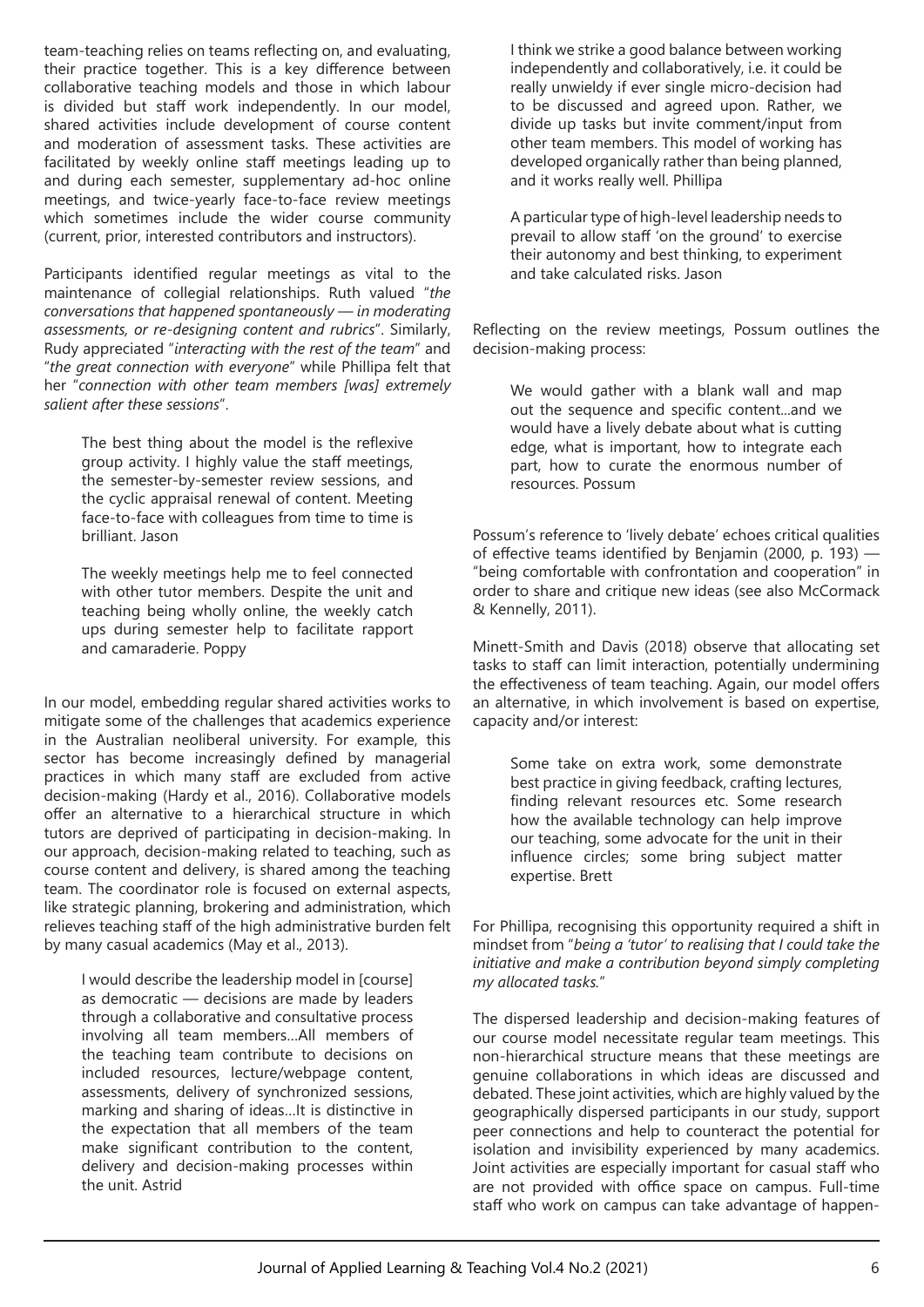team-teaching relies on teams reflecting on, and evaluating, their practice together. This is a key difference between collaborative teaching models and those in which labour is divided but staff work independently. In our model, shared activities include development of course content and moderation of assessment tasks. These activities are facilitated by weekly online staff meetings leading up to and during each semester, supplementary ad-hoc online meetings, and twice-yearly face-to-face review meetings which sometimes include the wider course community (current, prior, interested contributors and instructors).

Participants identified regular meetings as vital to the maintenance of collegial relationships. Ruth valued "*the conversations that happened spontaneously — in moderating assessments, or re-designing content and rubrics*". Similarly, Rudy appreciated "*interacting with the rest of the team*" and "*the great connection with everyone*" while Phillipa felt that her "*connection with other team members [was] extremely salient after these sessions*".

> The best thing about the model is the reflexive group activity. I highly value the staff meetings, the semester-by-semester review sessions, and the cyclic appraisal renewal of content. Meeting face-to-face with colleagues from time to time is brilliant. Jason

> The weekly meetings help me to feel connected with other tutor members. Despite the unit and teaching being wholly online, the weekly catch ups during semester help to facilitate rapport and camaraderie. Poppy

In our model, embedding regular shared activities works to mitigate some of the challenges that academics experience in the Australian neoliberal university. For example, this sector has become increasingly defined by managerial practices in which many staff are excluded from active decision-making (Hardy et al., 2016). Collaborative models offer an alternative to a hierarchical structure in which tutors are deprived of participating in decision-making. In our approach, decision-making related to teaching, such as course content and delivery, is shared among the teaching team. The coordinator role is focused on external aspects, like strategic planning, brokering and administration, which relieves teaching staff of the high administrative burden felt by many casual academics (May et al., 2013).

> I would describe the leadership model in [course] as democratic — decisions are made by leaders through a collaborative and consultative process involving all team members…All members of the teaching team contribute to decisions on included resources, lecture/webpage content, assessments, delivery of synchronized sessions, marking and sharing of ideas…It is distinctive in the expectation that all members of the team make significant contribution to the content, delivery and decision-making processes within the unit. Astrid

> I think we strike a good balance between working independently and collaboratively, i.e. it could be really unwieldy if ever single micro-decision had to be discussed and agreed upon. Rather, we divide up tasks but invite comment/input from other team members. This model of working has developed organically rather than being planned, and it works really well. Phillipa

> A particular type of high-level leadership needs to prevail to allow staff 'on the ground' to exercise their autonomy and best thinking, to experiment and take calculated risks. Jason

Reflecting on the review meetings, Possum outlines the decision-making process:

> We would gather with a blank wall and map out the sequence and specific content...and we would have a lively debate about what is cutting edge, what is important, how to integrate each part, how to curate the enormous number of resources. Possum

Possum's reference to 'lively debate' echoes critical qualities of effective teams identified by Benjamin (2000, p. 193) — "being comfortable with confrontation and cooperation" in order to share and critique new ideas (see also McCormack & Kennelly, 2011).

Minett-Smith and Davis (2018) observe that allocating set tasks to staff can limit interaction, potentially undermining the effectiveness of team teaching. Again, our model offers an alternative, in which involvement is based on expertise, capacity and/or interest:

> Some take on extra work, some demonstrate best practice in giving feedback, crafting lectures, finding relevant resources etc. Some research how the available technology can help improve our teaching, some advocate for the unit in their influence circles; some bring subject matter expertise. Brett

For Phillipa, recognising this opportunity required a shift in mindset from "*being a 'tutor' to realising that I could take the initiative and make a contribution beyond simply completing my allocated tasks.*"

The dispersed leadership and decision-making features of our course model necessitate regular team meetings. This non-hierarchical structure means that these meetings are genuine collaborations in which ideas are discussed and debated. These joint activities, which are highly valued by the geographically dispersed participants in our study, support peer connections and help to counteract the potential for isolation and invisibility experienced by many academics. Joint activities are especially important for casual staff who are not provided with office space on campus. Full-time staff who work on campus can take advantage of happen-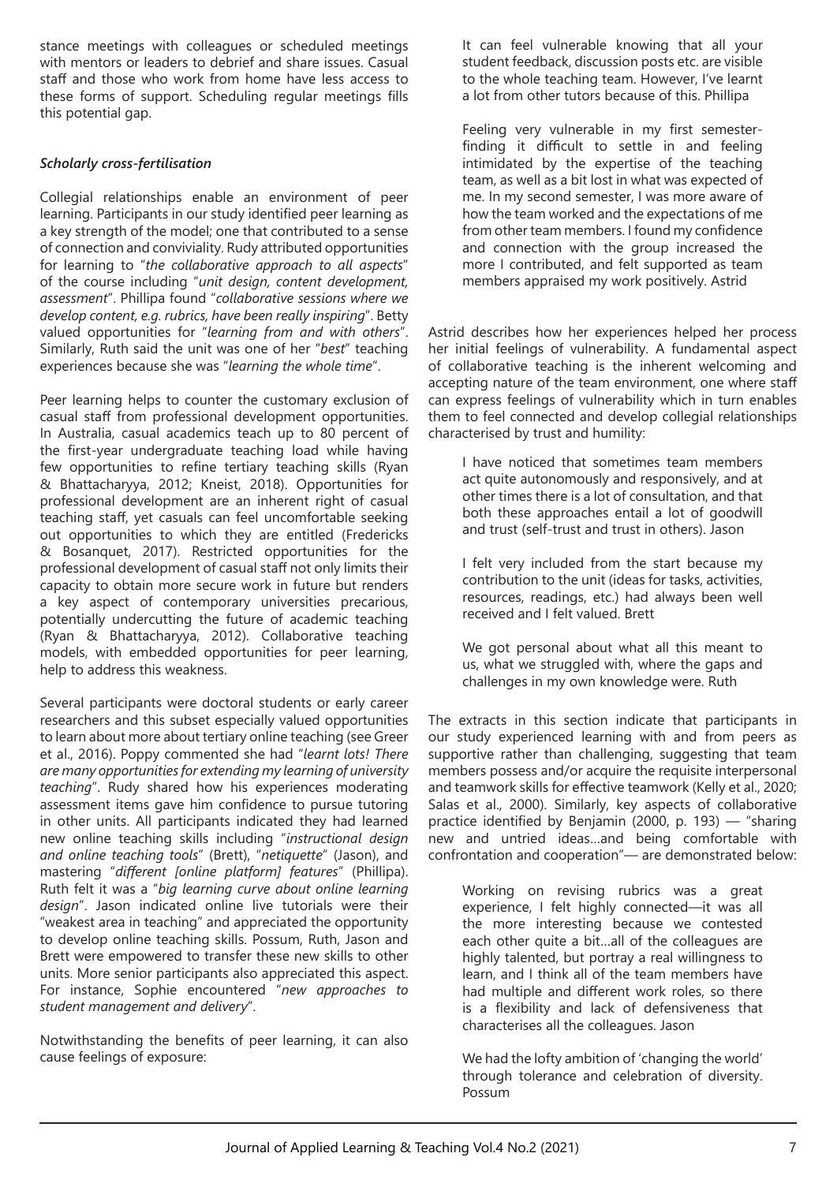stance meetings with colleagues or scheduled meetings with mentors or leaders to debrief and share issues. Casual staff and those who work from home have less access to these forms of support. Scheduling regular meetings fills this potential gap.

### *Scholarly cross-fertilisation*

Collegial relationships enable an environment of peer learning. Participants in our study identified peer learning as a key strength of the model; one that contributed to a sense of connection and conviviality. Rudy attributed opportunities for learning to "*the collaborative approach to all aspects*" of the course including "*unit design, content development, assessment*". Phillipa found "*collaborative sessions where we develop content, e.g. rubrics, have been really inspiring*". Betty valued opportunities for "*learning from and with others*". Similarly, Ruth said the unit was one of her "*best*" teaching experiences because she was "*learning the whole time*".

Peer learning helps to counter the customary exclusion of casual staff from professional development opportunities. In Australia, casual academics teach up to 80 percent of the first-year undergraduate teaching load while having few opportunities to refine tertiary teaching skills (Ryan & Bhattacharyya, 2012; Kneist, 2018). Opportunities for professional development are an inherent right of casual teaching staff, yet casuals can feel uncomfortable seeking out opportunities to which they are entitled (Fredericks & Bosanquet, 2017). Restricted opportunities for the professional development of casual staff not only limits their capacity to obtain more secure work in future but renders a key aspect of contemporary universities precarious, potentially undercutting the future of academic teaching (Ryan & Bhattacharyya, 2012). Collaborative teaching models, with embedded opportunities for peer learning, help to address this weakness.

Several participants were doctoral students or early career researchers and this subset especially valued opportunities to learn about more about tertiary online teaching (see Greer et al., 2016). Poppy commented she had "*learnt lots! There are many opportunities for extending my learning of university teaching*". Rudy shared how his experiences moderating assessment items gave him confidence to pursue tutoring in other units. All participants indicated they had learned new online teaching skills including "*instructional design and online teaching tools*" (Brett), "*netiquette*" (Jason), and mastering "*different [online platform] features*" (Phillipa). Ruth felt it was a "*big learning curve about online learning design*". Jason indicated online live tutorials were their "weakest area in teaching" and appreciated the opportunity to develop online teaching skills. Possum, Ruth, Jason and Brett were empowered to transfer these new skills to other units. More senior participants also appreciated this aspect. For instance, Sophie encountered "*new approaches to student management and delivery*".

Notwithstanding the benefits of peer learning, it can also cause feelings of exposure:

> It can feel vulnerable knowing that all your student feedback, discussion posts etc. are visible to the whole teaching team. However, I've learnt a lot from other tutors because of this. Phillipa

> Feeling very vulnerable in my first semester-finding it difficult to settle in and feeling intimidated by the expertise of the teaching team, as well as a bit lost in what was expected of me. In my second semester, I was more aware of how the team worked and the expectations of me from other team members. I found my confidence and connection with the group increased the more I contributed, and felt supported as team members appraised my work positively. Astrid

Astrid describes how her experiences helped her process her initial feelings of vulnerability. A fundamental aspect of collaborative teaching is the inherent welcoming and accepting nature of the team environment, one where staff can express feelings of vulnerability which in turn enables them to feel connected and develop collegial relationships characterised by trust and humility:

> I have noticed that sometimes team members act quite autonomously and responsively, and at other times there is a lot of consultation, and that both these approaches entail a lot of goodwill and trust (self-trust and trust in others). Jason

> I felt very included from the start because my contribution to the unit (ideas for tasks, activities, resources, readings, etc.) had always been well received and I felt valued. Brett

> We got personal about what all this meant to us, what we struggled with, where the gaps and challenges in my own knowledge were. Ruth

The extracts in this section indicate that participants in our study experienced learning with and from peers as supportive rather than challenging, suggesting that team members possess and/or acquire the requisite interpersonal and teamwork skills for effective teamwork (Kelly et al., 2020; Salas et al., 2000). Similarly, key aspects of collaborative practice identified by Benjamin (2000, p. 193) — "sharing new and untried ideas…and being comfortable with confrontation and cooperation"— are demonstrated below:

> Working on revising rubrics was a great experience, I felt highly connected—it was all the more interesting because we contested each other quite a bit…all of the colleagues are highly talented, but portray a real willingness to learn, and I think all of the team members have had multiple and different work roles, so there is a flexibility and lack of defensiveness that characterises all the colleagues. Jason

> We had the lofty ambition of 'changing the world' through tolerance and celebration of diversity. Possum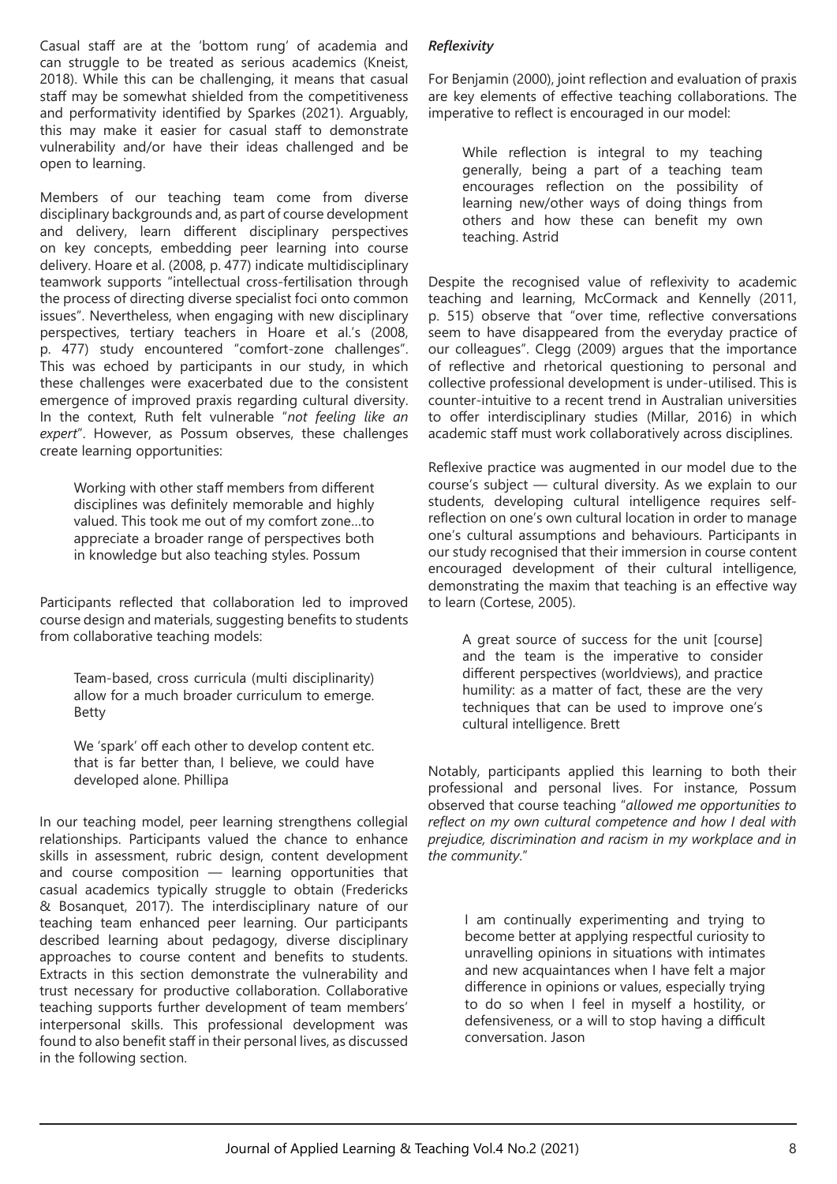Casual staff are at the 'bottom rung' of academia and can struggle to be treated as serious academics (Kneist, 2018). While this can be challenging, it means that casual staff may be somewhat shielded from the competitiveness and performativity identified by Sparkes (2021). Arguably, this may make it easier for casual staff to demonstrate vulnerability and/or have their ideas challenged and be open to learning.

Members of our teaching team come from diverse disciplinary backgrounds and, as part of course development and delivery, learn different disciplinary perspectives on key concepts, embedding peer learning into course delivery. Hoare et al. (2008, p. 477) indicate multidisciplinary teamwork supports "intellectual cross-fertilisation through the process of directing diverse specialist foci onto common issues". Nevertheless, when engaging with new disciplinary perspectives, tertiary teachers in Hoare et al.'s (2008, p. 477) study encountered "comfort-zone challenges". This was echoed by participants in our study, in which these challenges were exacerbated due to the consistent emergence of improved praxis regarding cultural diversity. In the context, Ruth felt vulnerable "*not feeling like an expert*". However, as Possum observes, these challenges create learning opportunities:

> Working with other staff members from different disciplines was definitely memorable and highly valued. This took me out of my comfort zone…to appreciate a broader range of perspectives both in knowledge but also teaching styles. Possum

Participants reflected that collaboration led to improved course design and materials, suggesting benefits to students from collaborative teaching models:

> Team-based, cross curricula (multi disciplinarity) allow for a much broader curriculum to emerge. Betty

> We 'spark' off each other to develop content etc. that is far better than, I believe, we could have developed alone. Phillipa

In our teaching model, peer learning strengthens collegial relationships. Participants valued the chance to enhance skills in assessment, rubric design, content development and course composition — learning opportunities that casual academics typically struggle to obtain (Fredericks & Bosanquet, 2017). The interdisciplinary nature of our teaching team enhanced peer learning. Our participants described learning about pedagogy, diverse disciplinary approaches to course content and benefits to students. Extracts in this section demonstrate the vulnerability and trust necessary for productive collaboration. Collaborative teaching supports further development of team members' interpersonal skills. This professional development was found to also benefit staff in their personal lives, as discussed in the following section.

### *Reflexivity*

For Benjamin (2000), joint reflection and evaluation of praxis are key elements of effective teaching collaborations. The imperative to reflect is encouraged in our model:

> While reflection is integral to my teaching generally, being a part of a teaching team encourages reflection on the possibility of learning new/other ways of doing things from others and how these can benefit my own teaching. Astrid

Despite the recognised value of reflexivity to academic teaching and learning, McCormack and Kennelly (2011, p. 515) observe that "over time, reflective conversations seem to have disappeared from the everyday practice of our colleagues". Clegg (2009) argues that the importance of reflective and rhetorical questioning to personal and collective professional development is under-utilised. This is counter-intuitive to a recent trend in Australian universities to offer interdisciplinary studies (Millar, 2016) in which academic staff must work collaboratively across disciplines.

Reflexive practice was augmented in our model due to the course's subject — cultural diversity. As we explain to our students, developing cultural intelligence requires self-reflection on one's own cultural location in order to manage one's cultural assumptions and behaviours. Participants in our study recognised that their immersion in course content encouraged development of their cultural intelligence, demonstrating the maxim that teaching is an effective way to learn (Cortese, 2005).

> A great source of success for the unit [course] and the team is the imperative to consider different perspectives (worldviews), and practice humility: as a matter of fact, these are the very techniques that can be used to improve one's cultural intelligence. Brett

Notably, participants applied this learning to both their professional and personal lives. For instance, Possum observed that course teaching "*allowed me opportunities to reflect on my own cultural competence and how I deal with prejudice, discrimination and racism in my workplace and in the community*."

> I am continually experimenting and trying to become better at applying respectful curiosity to unravelling opinions in situations with intimates and new acquaintances when I have felt a major difference in opinions or values, especially trying to do so when I feel in myself a hostility, or defensiveness, or a will to stop having a difficult conversation. Jason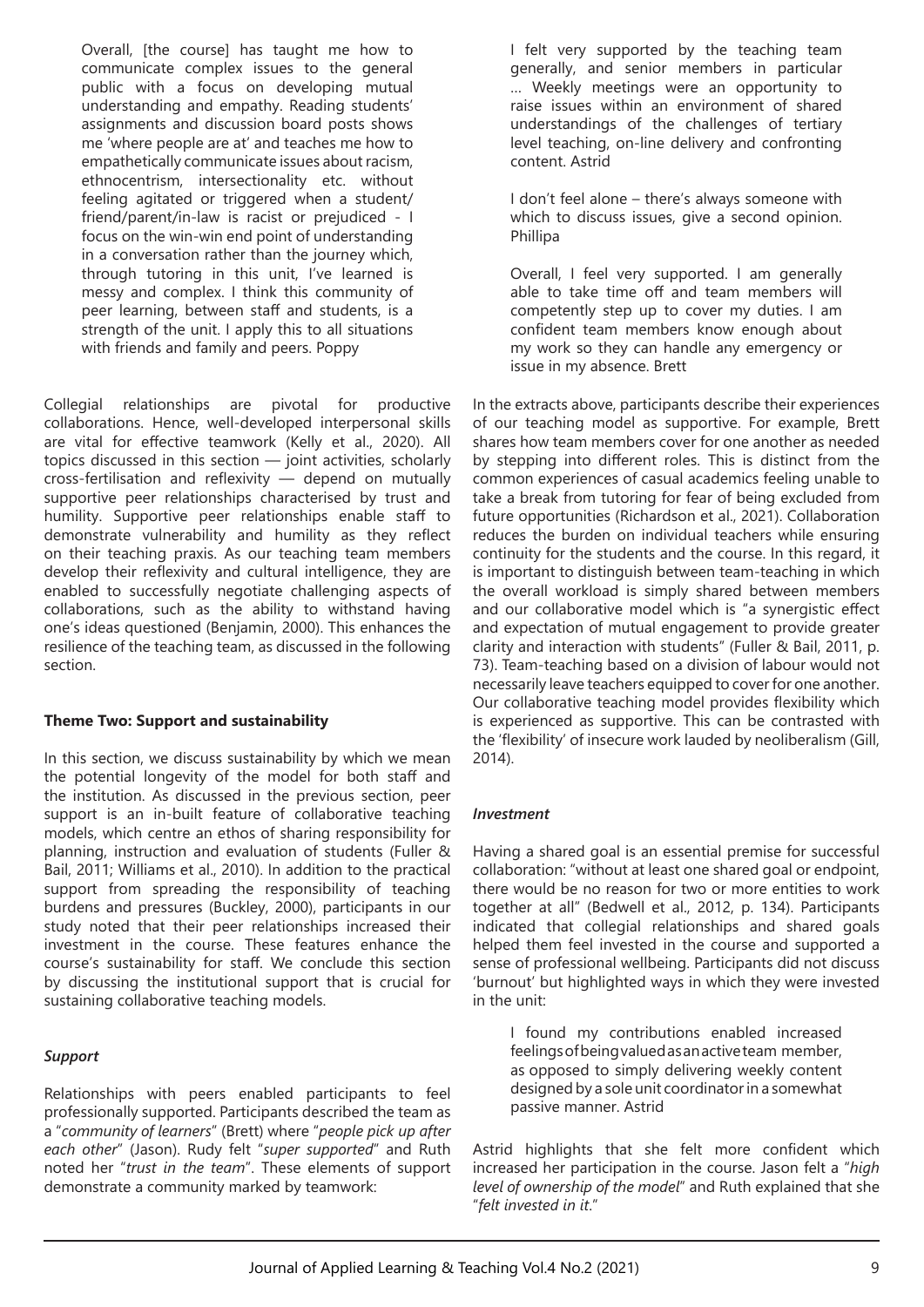> Overall, [the course] has taught me how to communicate complex issues to the general public with a focus on developing mutual understanding and empathy. Reading students' assignments and discussion board posts shows me 'where people are at' and teaches me how to empathetically communicate issues about racism, ethnocentrism, intersectionality etc. without feeling agitated or triggered when a student/friend/parent/in-law is racist or prejudiced - I focus on the win-win end point of understanding in a conversation rather than the journey which, through tutoring in this unit, I've learned is messy and complex. I think this community of peer learning, between staff and students, is a strength of the unit. I apply this to all situations with friends and family and peers. Poppy

Collegial relationships are pivotal for productive collaborations. Hence, well-developed interpersonal skills are vital for effective teamwork (Kelly et al., 2020). All topics discussed in this section — joint activities, scholarly cross-fertilisation and reflexivity — depend on mutually supportive peer relationships characterised by trust and humility. Supportive peer relationships enable staff to demonstrate vulnerability and humility as they reflect on their teaching praxis. As our teaching team members develop their reflexivity and cultural intelligence, they are enabled to successfully negotiate challenging aspects of collaborations, such as the ability to withstand having one's ideas questioned (Benjamin, 2000). This enhances the resilience of the teaching team, as discussed in the following section.

### Theme Two: Support and sustainability

In this section, we discuss sustainability by which we mean the potential longevity of the model for both staff and the institution. As discussed in the previous section, peer support is an in-built feature of collaborative teaching models, which centre an ethos of sharing responsibility for planning, instruction and evaluation of students (Fuller & Bail, 2011; Williams et al., 2010). In addition to the practical support from spreading the responsibility of teaching burdens and pressures (Buckley, 2000), participants in our study noted that their peer relationships increased their investment in the course. These features enhance the course's sustainability for staff. We conclude this section by discussing the institutional support that is crucial for sustaining collaborative teaching models.

#### *Support*

Relationships with peers enabled participants to feel professionally supported. Participants described the team as a "*community of learners*" (Brett) where "*people pick up after each other*" (Jason). Rudy felt "*super supported*" and Ruth noted her "*trust in the team*". These elements of support demonstrate a community marked by teamwork:

> I felt very supported by the teaching team generally, and senior members in particular … Weekly meetings were an opportunity to raise issues within an environment of shared understandings of the challenges of tertiary level teaching, on-line delivery and confronting content. Astrid

> I don't feel alone – there's always someone with which to discuss issues, give a second opinion. Phillipa

> Overall, I feel very supported. I am generally able to take time off and team members will competently step up to cover my duties. I am confident team members know enough about my work so they can handle any emergency or issue in my absence. Brett

In the extracts above, participants describe their experiences of our teaching model as supportive. For example, Brett shares how team members cover for one another as needed by stepping into different roles. This is distinct from the common experiences of casual academics feeling unable to take a break from tutoring for fear of being excluded from future opportunities (Richardson et al., 2021). Collaboration reduces the burden on individual teachers while ensuring continuity for the students and the course. In this regard, it is important to distinguish between team-teaching in which the overall workload is simply shared between members and our collaborative model which is "a synergistic effect and expectation of mutual engagement to provide greater clarity and interaction with students" (Fuller & Bail, 2011, p. 73). Team-teaching based on a division of labour would not necessarily leave teachers equipped to cover for one another. Our collaborative teaching model provides flexibility which is experienced as supportive. This can be contrasted with the 'flexibility' of insecure work lauded by neoliberalism (Gill, 2014).

#### *Investment*

Having a shared goal is an essential premise for successful collaboration: "without at least one shared goal or endpoint, there would be no reason for two or more entities to work together at all" (Bedwell et al., 2012, p. 134). Participants indicated that collegial relationships and shared goals helped them feel invested in the course and supported a sense of professional wellbeing. Participants did not discuss 'burnout' but highlighted ways in which they were invested in the unit:

> I found my contributions enabled increased feelings of being valued as an active team member, as opposed to simply delivering weekly content designed by a sole unit coordinator in a somewhat passive manner. Astrid

Astrid highlights that she felt more confident which increased her participation in the course. Jason felt a "*high level of ownership of the model*" and Ruth explained that she "*felt invested in it*."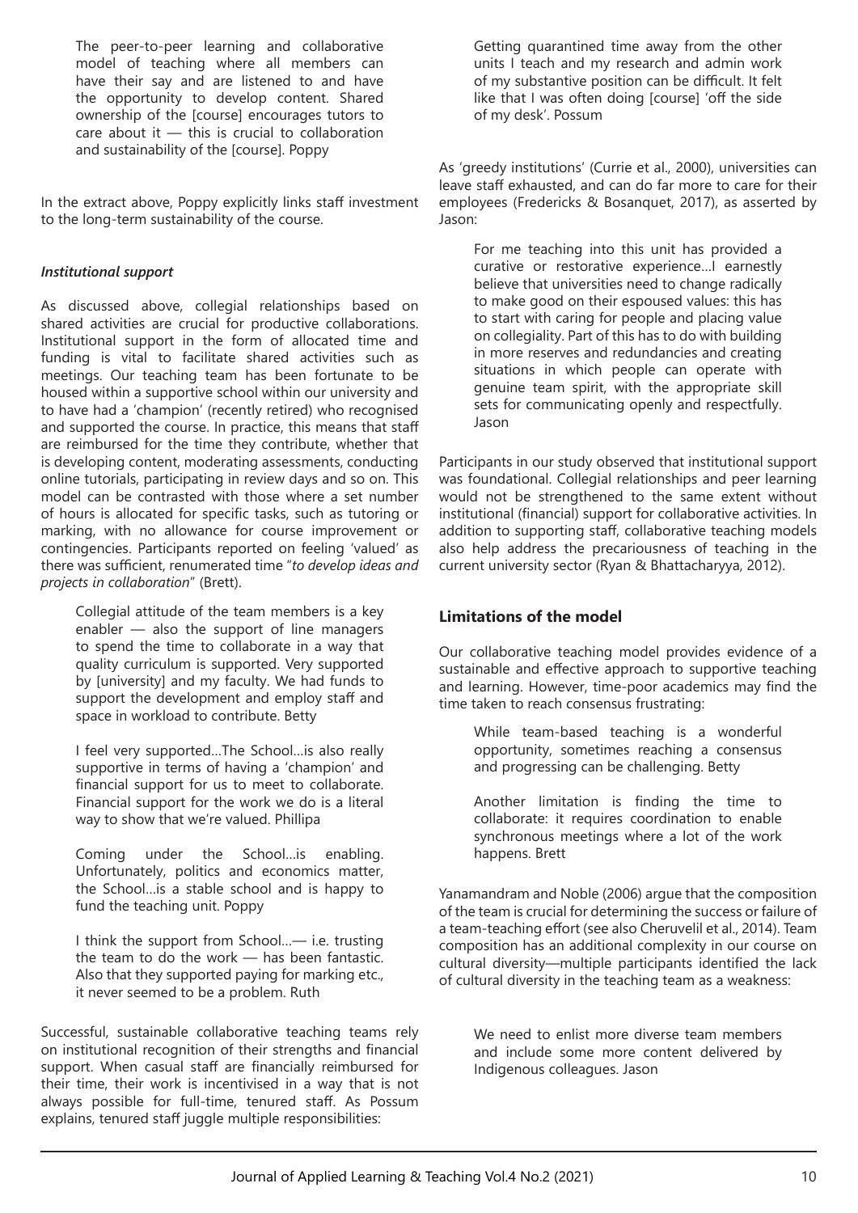> The peer-to-peer learning and collaborative model of teaching where all members can have their say and are listened to and have the opportunity to develop content. Shared ownership of the [course] encourages tutors to care about it — this is crucial to collaboration and sustainability of the [course]. Poppy

In the extract above, Poppy explicitly links staff investment to the long-term sustainability of the course.

### *Institutional support*

As discussed above, collegial relationships based on shared activities are crucial for productive collaborations. Institutional support in the form of allocated time and funding is vital to facilitate shared activities such as meetings. Our teaching team has been fortunate to be housed within a supportive school within our university and to have had a 'champion' (recently retired) who recognised and supported the course. In practice, this means that staff are reimbursed for the time they contribute, whether that is developing content, moderating assessments, conducting online tutorials, participating in review days and so on. This model can be contrasted with those where a set number of hours is allocated for specific tasks, such as tutoring or marking, with no allowance for course improvement or contingencies. Participants reported on feeling 'valued' as there was sufficient, renumerated time "*to develop ideas and projects in collaboration*" (Brett).

> Collegial attitude of the team members is a key enabler — also the support of line managers to spend the time to collaborate in a way that quality curriculum is supported. Very supported by [university] and my faculty. We had funds to support the development and employ staff and space in workload to contribute. Betty

> I feel very supported...The School...is also really supportive in terms of having a 'champion' and financial support for us to meet to collaborate. Financial support for the work we do is a literal way to show that we're valued. Phillipa

> Coming under the School...is enabling. Unfortunately, politics and economics matter, the School...is a stable school and is happy to fund the teaching unit. Poppy

> I think the support from School...— i.e. trusting the team to do the work — has been fantastic. Also that they supported paying for marking etc., it never seemed to be a problem. Ruth

Successful, sustainable collaborative teaching teams rely on institutional recognition of their strengths and financial support. When casual staff are financially reimbursed for their time, their work is incentivised in a way that is not always possible for full-time, tenured staff. As Possum explains, tenured staff juggle multiple responsibilities:

> Getting quarantined time away from the other units I teach and my research and admin work of my substantive position can be difficult. It felt like that I was often doing [course] 'off the side of my desk'. Possum

As 'greedy institutions' (Currie et al., 2000), universities can leave staff exhausted, and can do far more to care for their employees (Fredericks & Bosanquet, 2017), as asserted by Jason:

> For me teaching into this unit has provided a curative or restorative experience...I earnestly believe that universities need to change radically to make good on their espoused values: this has to start with caring for people and placing value on collegiality. Part of this has to do with building in more reserves and redundancies and creating situations in which people can operate with genuine team spirit, with the appropriate skill sets for communicating openly and respectfully. Jason

Participants in our study observed that institutional support was foundational. Collegial relationships and peer learning would not be strengthened to the same extent without institutional (financial) support for collaborative activities. In addition to supporting staff, collaborative teaching models also help address the precariousness of teaching in the current university sector (Ryan & Bhattacharyya, 2012).

## **Limitations of the model**

Our collaborative teaching model provides evidence of a sustainable and effective approach to supportive teaching and learning. However, time-poor academics may find the time taken to reach consensus frustrating:

> While team-based teaching is a wonderful opportunity, sometimes reaching a consensus and progressing can be challenging. Betty

> Another limitation is finding the time to collaborate: it requires coordination to enable synchronous meetings where a lot of the work happens. Brett

Yanamandram and Noble (2006) argue that the composition of the team is crucial for determining the success or failure of a team-teaching effort (see also Cheruvelil et al., 2014). Team composition has an additional complexity in our course on cultural diversity—multiple participants identified the lack of cultural diversity in the teaching team as a weakness:

> We need to enlist more diverse team members and include some more content delivered by Indigenous colleagues. Jason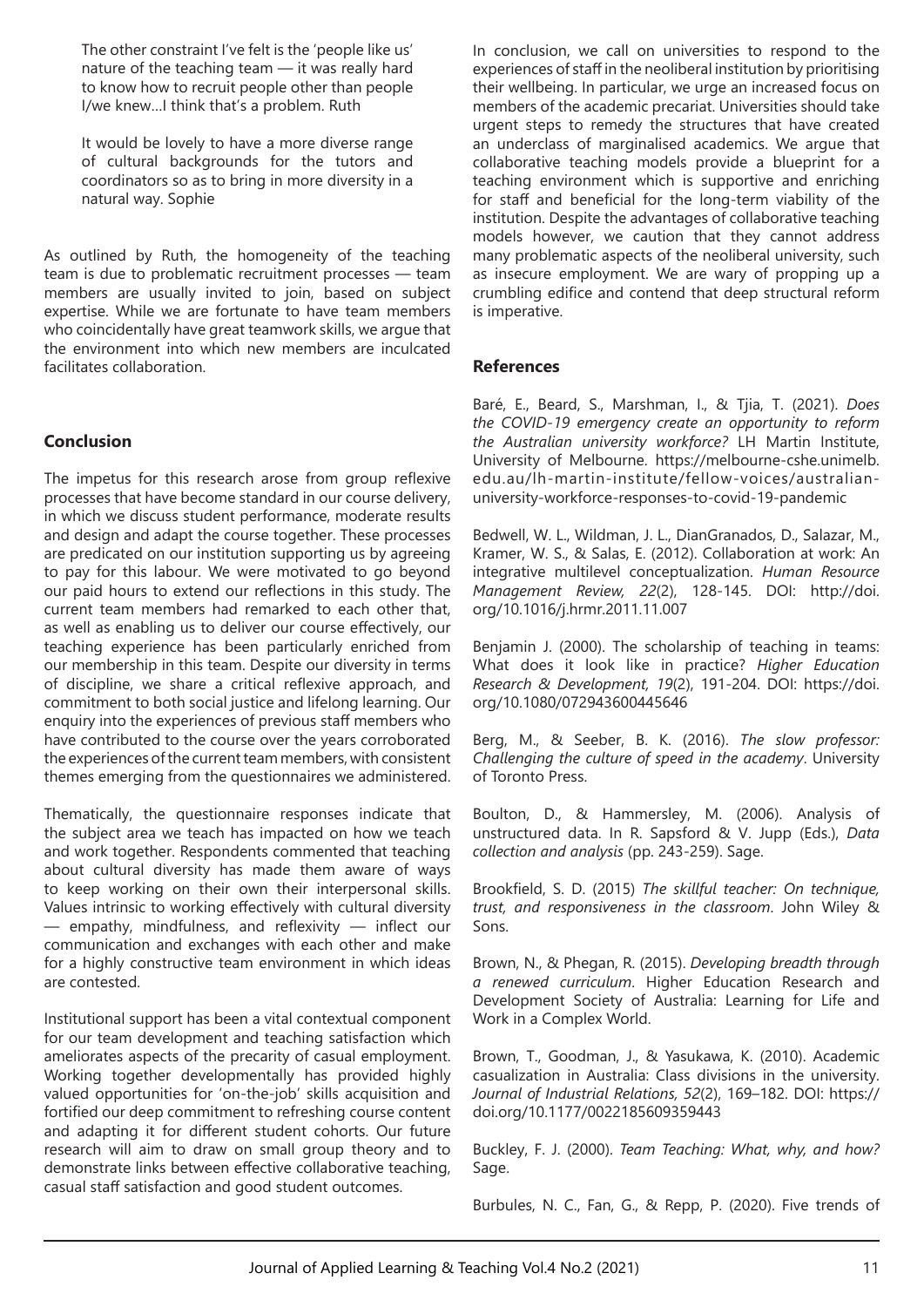> The other constraint I've felt is the 'people like us' nature of the teaching team — it was really hard to know how to recruit people other than people I/we knew…I think that's a problem. Ruth

> It would be lovely to have a more diverse range of cultural backgrounds for the tutors and coordinators so as to bring in more diversity in a natural way. Sophie

As outlined by Ruth, the homogeneity of the teaching team is due to problematic recruitment processes — team members are usually invited to join, based on subject expertise. While we are fortunate to have team members who coincidentally have great teamwork skills, we argue that the environment into which new members are inculcated facilitates collaboration.

## Conclusion

The impetus for this research arose from group reflexive processes that have become standard in our course delivery, in which we discuss student performance, moderate results and design and adapt the course together. These processes are predicated on our institution supporting us by agreeing to pay for this labour. We were motivated to go beyond our paid hours to extend our reflections in this study. The current team members had remarked to each other that, as well as enabling us to deliver our course effectively, our teaching experience has been particularly enriched from our membership in this team. Despite our diversity in terms of discipline, we share a critical reflexive approach, and commitment to both social justice and lifelong learning. Our enquiry into the experiences of previous staff members who have contributed to the course over the years corroborated the experiences of the current team members, with consistent themes emerging from the questionnaires we administered.

Thematically, the questionnaire responses indicate that the subject area we teach has impacted on how we teach and work together. Respondents commented that teaching about cultural diversity has made them aware of ways to keep working on their own their interpersonal skills. Values intrinsic to working effectively with cultural diversity — empathy, mindfulness, and reflexivity — inflect our communication and exchanges with each other and make for a highly constructive team environment in which ideas are contested.

Institutional support has been a vital contextual component for our team development and teaching satisfaction which ameliorates aspects of the precarity of casual employment. Working together developmentally has provided highly valued opportunities for 'on-the-job' skills acquisition and fortified our deep commitment to refreshing course content and adapting it for different student cohorts. Our future research will aim to draw on small group theory and to demonstrate links between effective collaborative teaching, casual staff satisfaction and good student outcomes.

In conclusion, we call on universities to respond to the experiences of staff in the neoliberal institution by prioritising their wellbeing. In particular, we urge an increased focus on members of the academic precariat. Universities should take urgent steps to remedy the structures that have created an underclass of marginalised academics. We argue that collaborative teaching models provide a blueprint for a teaching environment which is supportive and enriching for staff and beneficial for the long-term viability of the institution. Despite the advantages of collaborative teaching models however, we caution that they cannot address many problematic aspects of the neoliberal university, such as insecure employment. We are wary of propping up a crumbling edifice and contend that deep structural reform is imperative.

## References

Baré, E., Beard, S., Marshman, I., & Tjia, T. (2021). *Does the COVID-19 emergency create an opportunity to reform the Australian university workforce?* LH Martin Institute, University of Melbourne. https://melbourne-cshe.unimelb.edu.au/lh-martin-institute/fellow-voices/australian-university-workforce-responses-to-covid-19-pandemic

Bedwell, W. L., Wildman, J. L., DianGranados, D., Salazar, M., Kramer, W. S., & Salas, E. (2012). Collaboration at work: An integrative multilevel conceptualization. *Human Resource Management Review, 22*(2), 128-145. DOI: http://doi.org/10.1016/j.hrmr.2011.11.007

Benjamin J. (2000). The scholarship of teaching in teams: What does it look like in practice? *Higher Education Research & Development, 19*(2), 191-204. DOI: https://doi.org/10.1080/072943600445646

Berg, M., & Seeber, B. K. (2016). *The slow professor: Challenging the culture of speed in the academy*. University of Toronto Press.

Boulton, D., & Hammersley, M. (2006). Analysis of unstructured data. In R. Sapsford & V. Jupp (Eds.), *Data collection and analysis* (pp. 243-259). Sage.

Brookfield, S. D. (2015) *The skillful teacher: On technique, trust, and responsiveness in the classroom*. John Wiley & Sons.

Brown, N., & Phegan, R. (2015). *Developing breadth through a renewed curriculum*. Higher Education Research and Development Society of Australia: Learning for Life and Work in a Complex World.

Brown, T., Goodman, J., & Yasukawa, K. (2010). Academic casualization in Australia: Class divisions in the university. *Journal of Industrial Relations, 52*(2), 169–182. DOI: https://doi.org/10.1177/0022185609359443

Buckley, F. J. (2000). *Team Teaching: What, why, and how?* Sage.

Burbules, N. C., Fan, G., & Repp, P. (2020). Five trends of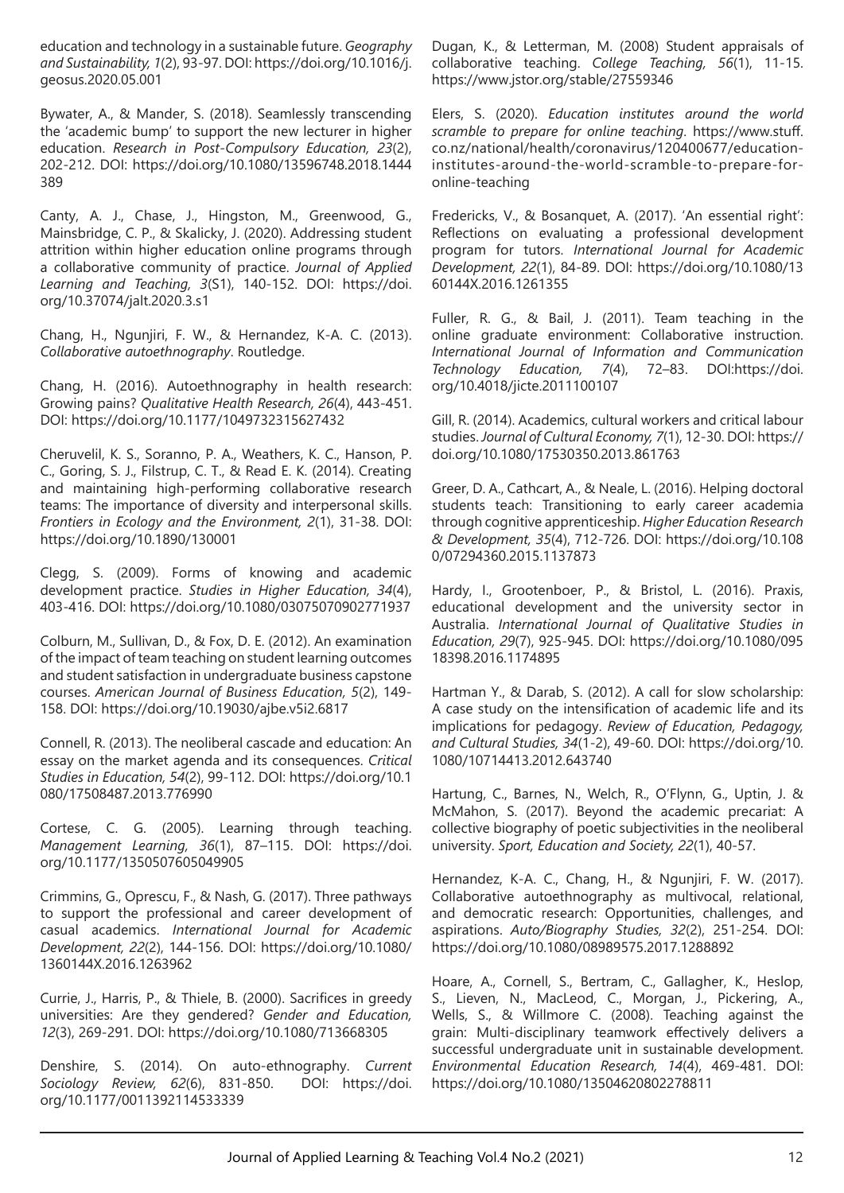education and technology in a sustainable future. *Geography and Sustainability, 1*(2), 93-97. DOI: https://doi.org/10.1016/j.geosus.2020.05.001

Bywater, A., & Mander, S. (2018). Seamlessly transcending the 'academic bump' to support the new lecturer in higher education. *Research in Post-Compulsory Education, 23*(2), 202-212. DOI: https://doi.org/10.1080/13596748.2018.1444389

Canty, A. J., Chase, J., Hingston, M., Greenwood, G., Mainsbridge, C. P., & Skalicky, J. (2020). Addressing student attrition within higher education online programs through a collaborative community of practice. *Journal of Applied Learning and Teaching, 3*(S1), 140-152. DOI: https://doi.org/10.37074/jalt.2020.3.s1

Chang, H., Ngunjiri, F. W., & Hernandez, K-A. C. (2013). *Collaborative autoethnography*. Routledge.

Chang, H. (2016). Autoethnography in health research: Growing pains? *Qualitative Health Research, 26*(4), 443-451. DOI: https://doi.org/10.1177/1049732315627432

Cheruvelil, K. S., Soranno, P. A., Weathers, K. C., Hanson, P. C., Goring, S. J., Filstrup, C. T., & Read E. K. (2014). Creating and maintaining high-performing collaborative research teams: The importance of diversity and interpersonal skills. *Frontiers in Ecology and the Environment, 2*(1), 31-38. DOI: https://doi.org/10.1890/130001

Clegg, S. (2009). Forms of knowing and academic development practice. *Studies in Higher Education, 34*(4), 403-416. DOI: https://doi.org/10.1080/03075070902771937

Colburn, M., Sullivan, D., & Fox, D. E. (2012). An examination of the impact of team teaching on student learning outcomes and student satisfaction in undergraduate business capstone courses. *American Journal of Business Education, 5*(2), 149-158. DOI: https://doi.org/10.19030/ajbe.v5i2.6817

Connell, R. (2013). The neoliberal cascade and education: An essay on the market agenda and its consequences. *Critical Studies in Education, 54*(2), 99-112. DOI: https://doi.org/10.1080/17508487.2013.776990

Cortese, C. G. (2005). Learning through teaching. *Management Learning, 36*(1), 87–115. DOI: https://doi.org/10.1177/1350507605049905

Crimmins, G., Oprescu, F., & Nash, G. (2017). Three pathways to support the professional and career development of casual academics. *International Journal for Academic Development, 22*(2), 144-156. DOI: https://doi.org/10.1080/1360144X.2016.1263962

Currie, J., Harris, P., & Thiele, B. (2000). Sacrifices in greedy universities: Are they gendered? *Gender and Education, 12*(3), 269-291. DOI: https://doi.org/10.1080/713668305

Denshire, S. (2014). On auto-ethnography. *Current Sociology Review, 62*(6), 831-850. DOI: https://doi.org/10.1177/0011392114533339

Dugan, K., & Letterman, M. (2008) Student appraisals of collaborative teaching. *College Teaching, 56*(1), 11-15. https://www.jstor.org/stable/27559346

Elers, S. (2020). *Education institutes around the world scramble to prepare for online teaching*. https://www.stuff.co.nz/national/health/coronavirus/120400677/education-institutes-around-the-world-scramble-to-prepare-for-online-teaching

Fredericks, V., & Bosanquet, A. (2017). 'An essential right': Reflections on evaluating a professional development program for tutors. *International Journal for Academic Development, 22*(1), 84-89. DOI: https://doi.org/10.1080/1360144X.2016.1261355

Fuller, R. G., & Bail, J. (2011). Team teaching in the online graduate environment: Collaborative instruction. *International Journal of Information and Communication Technology Education, 7*(4), 72–83. DOI:https://doi.org/10.4018/jicte.2011100107

Gill, R. (2014). Academics, cultural workers and critical labour studies. *Journal of Cultural Economy, 7*(1), 12-30. DOI: https://doi.org/10.1080/17530350.2013.861763

Greer, D. A., Cathcart, A., & Neale, L. (2016). Helping doctoral students teach: Transitioning to early career academia through cognitive apprenticeship. *Higher Education Research & Development, 35*(4), 712-726. DOI: https://doi.org/10.1080/07294360.2015.1137873

Hardy, I., Grootenboer, P., & Bristol, L. (2016). Praxis, educational development and the university sector in Australia. *International Journal of Qualitative Studies in Education, 29*(7), 925-945. DOI: https://doi.org/10.1080/09518398.2016.1174895

Hartman Y., & Darab, S. (2012). A call for slow scholarship: A case study on the intensification of academic life and its implications for pedagogy. *Review of Education, Pedagogy, and Cultural Studies, 34*(1-2), 49-60. DOI: https://doi.org/10.1080/10714413.2012.643740

Hartung, C., Barnes, N., Welch, R., O'Flynn, G., Uptin, J. & McMahon, S. (2017). Beyond the academic precariat: A collective biography of poetic subjectivities in the neoliberal university. *Sport, Education and Society, 22*(1), 40-57.

Hernandez, K-A. C., Chang, H., & Ngunjiri, F. W. (2017). Collaborative autoethnography as multivocal, relational, and democratic research: Opportunities, challenges, and aspirations. *Auto/Biography Studies, 32*(2), 251-254. DOI: https://doi.org/10.1080/08989575.2017.1288892

Hoare, A., Cornell, S., Bertram, C., Gallagher, K., Heslop, S., Lieven, N., MacLeod, C., Morgan, J., Pickering, A., Wells, S., & Willmore C. (2008). Teaching against the grain: Multi-disciplinary teamwork effectively delivers a successful undergraduate unit in sustainable development. *Environmental Education Research, 14*(4), 469-481. DOI: https://doi.org/10.1080/13504620802278811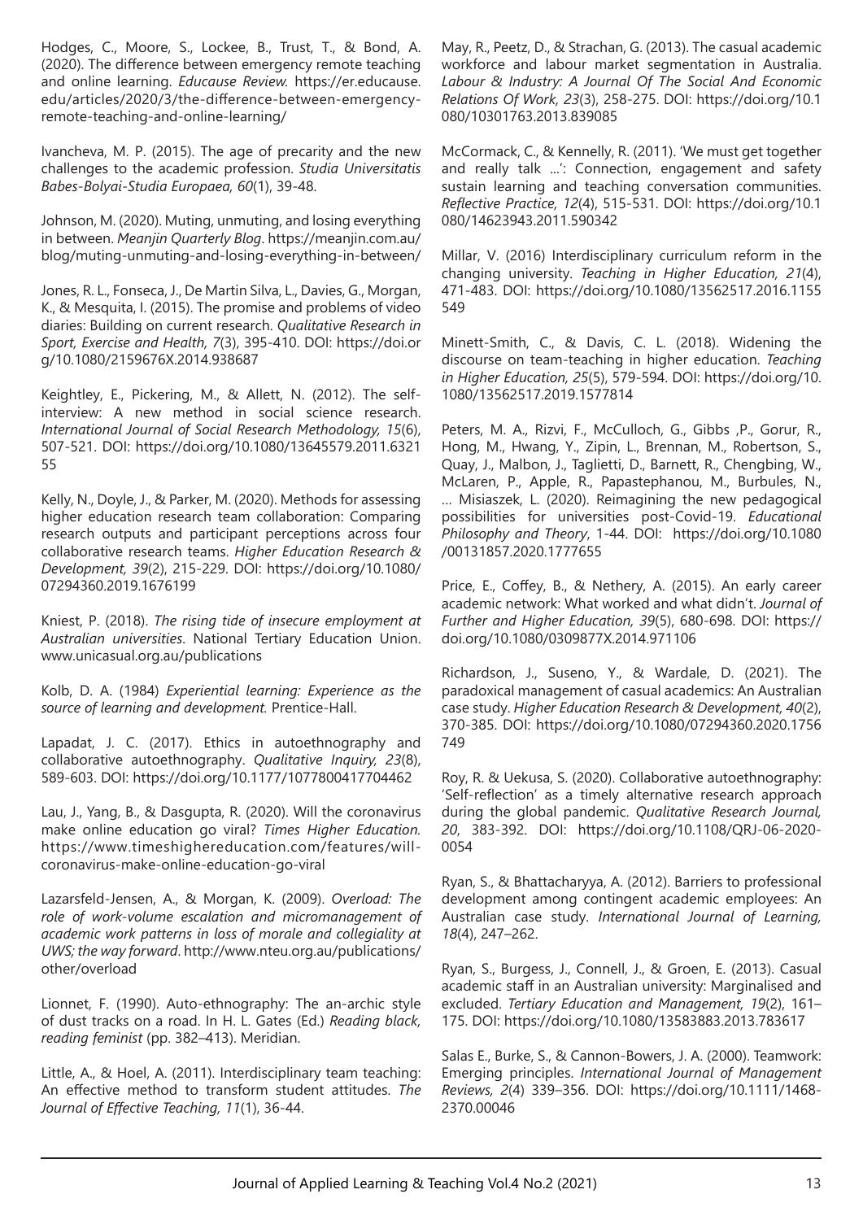Hodges, C., Moore, S., Lockee, B., Trust, T., & Bond, A. (2020). The difference between emergency remote teaching and online learning. *Educause Review.* https://er.educause.edu/articles/2020/3/the-difference-between-emergency-remote-teaching-and-online-learning/

Ivancheva, M. P. (2015). The age of precarity and the new challenges to the academic profession. *Studia Universitatis Babes-Bolyai-Studia Europaea, 60*(1), 39-48.

Johnson, M. (2020). Muting, unmuting, and losing everything in between. *Meanjin Quarterly Blog*. https://meanjin.com.au/blog/muting-unmuting-and-losing-everything-in-between/

Jones, R. L., Fonseca, J., De Martin Silva, L., Davies, G., Morgan, K., & Mesquita, I. (2015). The promise and problems of video diaries: Building on current research. *Qualitative Research in Sport, Exercise and Health, 7*(3), 395-410. DOI: https://doi.org/10.1080/2159676X.2014.938687

Keightley, E., Pickering, M., & Allett, N. (2012). The self-interview: A new method in social science research. *International Journal of Social Research Methodology, 15*(6), 507-521. DOI: https://doi.org/10.1080/13645579.2011.632155

Kelly, N., Doyle, J., & Parker, M. (2020). Methods for assessing higher education research team collaboration: Comparing research outputs and participant perceptions across four collaborative research teams. *Higher Education Research & Development, 39*(2), 215-229. DOI: https://doi.org/10.1080/07294360.2019.1676199

Kniest, P. (2018). *The rising tide of insecure employment at Australian universities*. National Tertiary Education Union. www.unicasual.org.au/publications

Kolb, D. A. (1984) *Experiential learning: Experience as the source of learning and development.* Prentice-Hall.

Lapadat, J. C. (2017). Ethics in autoethnography and collaborative autoethnography. *Qualitative Inquiry, 23*(8), 589-603. DOI: https://doi.org/10.1177/1077800417704462

Lau, J., Yang, B., & Dasgupta, R. (2020). Will the coronavirus make online education go viral? *Times Higher Education.* https://www.timeshighereducation.com/features/will-coronavirus-make-online-education-go-viral

Lazarsfeld-Jensen, A., & Morgan, K. (2009). *Overload: The role of work-volume escalation and micromanagement of academic work patterns in loss of morale and collegiality at UWS; the way forward*. http://www.nteu.org.au/publications/other/overload

Lionnet, F. (1990). Auto-ethnography: The an-archic style of dust tracks on a road. In H. L. Gates (Ed.) *Reading black, reading feminist* (pp. 382–413). Meridian.

Little, A., & Hoel, A. (2011). Interdisciplinary team teaching: An effective method to transform student attitudes. *The Journal of Effective Teaching, 11*(1), 36-44.

May, R., Peetz, D., & Strachan, G. (2013). The casual academic workforce and labour market segmentation in Australia. *Labour & Industry: A Journal Of The Social And Economic Relations Of Work, 23*(3), 258-275. DOI: https://doi.org/10.1080/10301763.2013.839085

McCormack, C., & Kennelly, R. (2011). 'We must get together and really talk ...': Connection, engagement and safety sustain learning and teaching conversation communities. *Reflective Practice, 12*(4), 515-531. DOI: https://doi.org/10.1080/14623943.2011.590342

Millar, V. (2016) Interdisciplinary curriculum reform in the changing university. *Teaching in Higher Education, 21*(4), 471-483. DOI: https://doi.org/10.1080/13562517.2016.1155549

Minett-Smith, C., & Davis, C. L. (2018). Widening the discourse on team-teaching in higher education. *Teaching in Higher Education, 25*(5), 579-594. DOI: https://doi.org/10.1080/13562517.2019.1577814

Peters, M. A., Rizvi, F., McCulloch, G., Gibbs ,P., Gorur, R., Hong, M., Hwang, Y., Zipin, L., Brennan, M., Robertson, S., Quay, J., Malbon, J., Taglietti, D., Barnett, R., Chengbing, W., McLaren, P., Apple, R., Papastephanou, M., Burbules, N., … Misiaszek, L. (2020). Reimagining the new pedagogical possibilities for universities post-Covid-19. *Educational Philosophy and Theory*, 1-44. DOI: https://doi.org/10.1080/00131857.2020.1777655

Price, E., Coffey, B., & Nethery, A. (2015). An early career academic network: What worked and what didn't. *Journal of Further and Higher Education, 39*(5), 680-698. DOI: https://doi.org/10.1080/0309877X.2014.971106

Richardson, J., Suseno, Y., & Wardale, D. (2021). The paradoxical management of casual academics: An Australian case study. *Higher Education Research & Development, 40*(2), 370-385. DOI: https://doi.org/10.1080/07294360.2020.1756749

Roy, R. & Uekusa, S. (2020). Collaborative autoethnography: 'Self-reflection' as a timely alternative research approach during the global pandemic. *Qualitative Research Journal, 20*, 383-392. DOI: https://doi.org/10.1108/QRJ-06-2020-0054

Ryan, S., & Bhattacharyya, A. (2012). Barriers to professional development among contingent academic employees: An Australian case study. *International Journal of Learning, 18*(4), 247–262.

Ryan, S., Burgess, J., Connell, J., & Groen, E. (2013). Casual academic staff in an Australian university: Marginalised and excluded. *Tertiary Education and Management, 19*(2), 161–175. DOI: https://doi.org/10.1080/13583883.2013.783617

Salas E., Burke, S., & Cannon-Bowers, J. A. (2000). Teamwork: Emerging principles. *International Journal of Management Reviews, 2*(4) 339–356. DOI: https://doi.org/10.1111/1468-2370.00046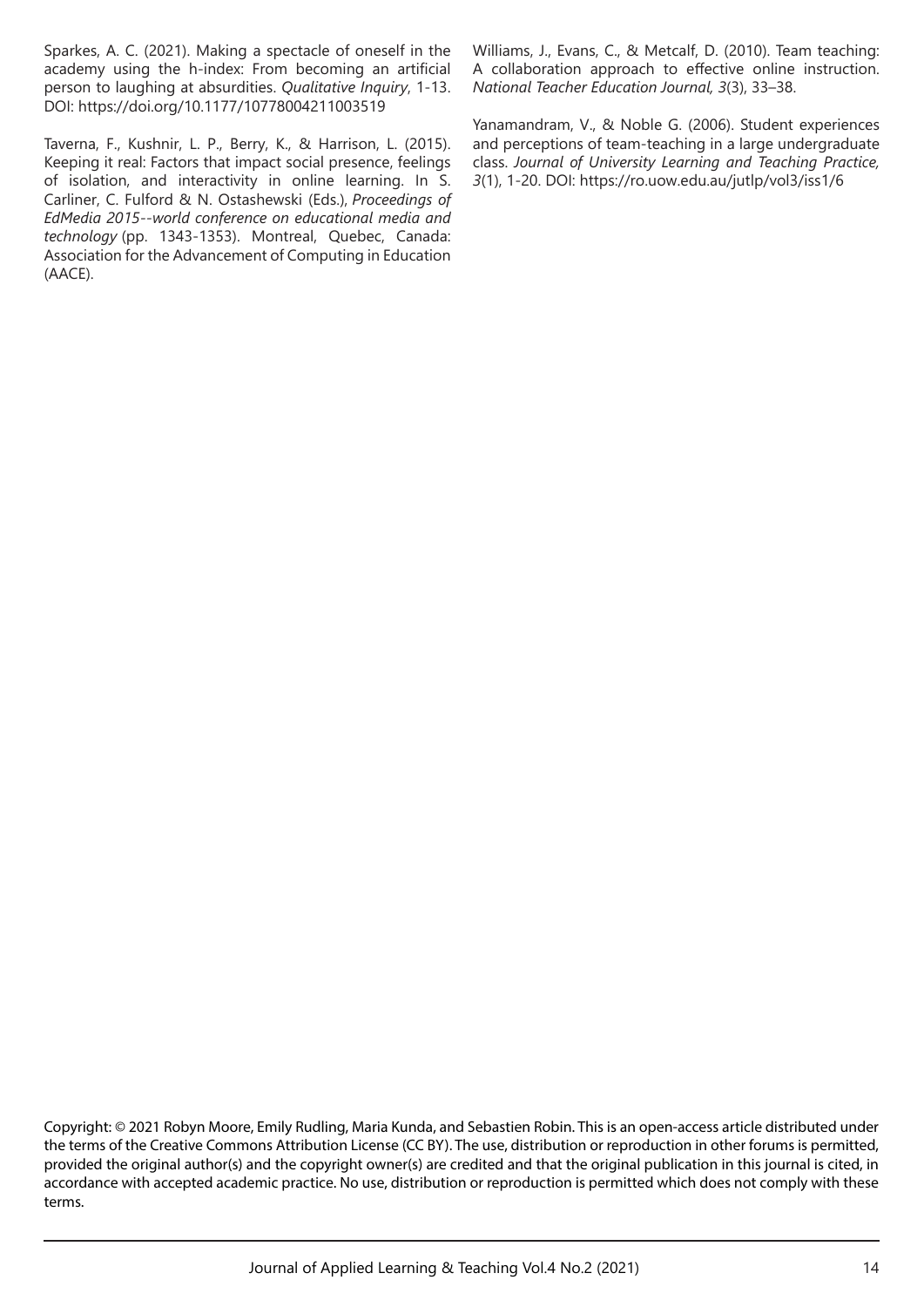Sparkes, A. C. (2021). Making a spectacle of oneself in the academy using the h-index: From becoming an artificial person to laughing at absurdities. *Qualitative Inquiry*, 1-13. DOI: https://doi.org/10.1177/10778004211003519

Taverna, F., Kushnir, L. P., Berry, K., & Harrison, L. (2015). Keeping it real: Factors that impact social presence, feelings of isolation, and interactivity in online learning. In S. Carliner, C. Fulford & N. Ostashewski (Eds.), *Proceedings of EdMedia 2015--world conference on educational media and technology* (pp. 1343-1353). Montreal, Quebec, Canada: Association for the Advancement of Computing in Education (AACE).

Williams, J., Evans, C., & Metcalf, D. (2010). Team teaching: A collaboration approach to effective online instruction. *National Teacher Education Journal, 3*(3), 33–38.

Yanamandram, V., & Noble G. (2006). Student experiences and perceptions of team-teaching in a large undergraduate class. *Journal of University Learning and Teaching Practice, 3*(1), 1-20. DOI: https://ro.uow.edu.au/jutlp/vol3/iss1/6

Copyright: © 2021 Robyn Moore, Emily Rudling, Maria Kunda, and Sebastien Robin. This is an open-access article distributed under the terms of the Creative Commons Attribution License (CC BY). The use, distribution or reproduction in other forums is permitted, provided the original author(s) and the copyright owner(s) are credited and that the original publication in this journal is cited, in accordance with accepted academic practice. No use, distribution or reproduction is permitted which does not comply with these terms.